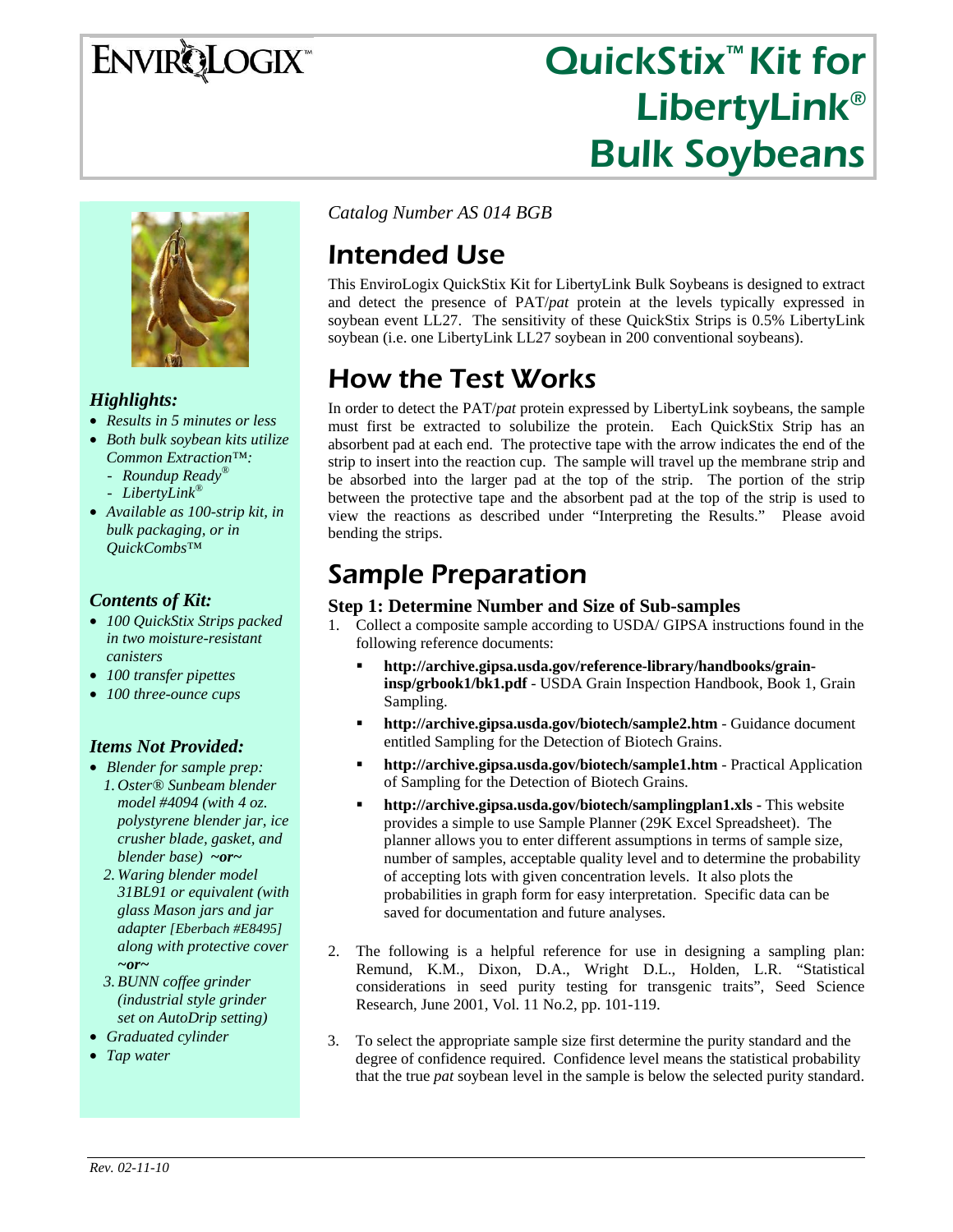# QuickStix™ Kit for LibertyLink® Bulk Soybeans

*Catalog Number AS 014 BGB*

## Intended Use

This EnviroLogix QuickStix Kit for LibertyLink Bulk Soybeans is designed to extract and detect the presence of PAT/*pat* protein at the levels typically expressed in soybean event LL27. The sensitivity of these QuickStix Strips is 0.5% LibertyLink soybean (i.e. one LibertyLink LL27 soybean in 200 conventional soybeans).

## How the Test Works

In order to detect the PAT/*pat* protein expressed by LibertyLink soybeans, the sample must first be extracted to solubilize the protein. Each QuickStix Strip has an absorbent pad at each end. The protective tape with the arrow indicates the end of the strip to insert into the reaction cup. The sample will travel up the membrane strip and be absorbed into the larger pad at the top of the strip. The portion of the strip between the protective tape and the absorbent pad at the top of the strip is used to view the reactions as described under "Interpreting the Results." Please avoid bending the strips.

## Sample Preparation

### Step 1: Determine Number and Size of Sub-samples

1. Collect a composite sample according to USDA/ GIPSA instructions found in the following reference documents:
   - **http://archive.gipsa.usda.gov/reference-library/handbooks/grain-insp/grbook1/bk1.pdf** - USDA Grain Inspection Handbook, Book 1, Grain Sampling.
   - **http://archive.gipsa.usda.gov/biotech/sample2.htm** - Guidance document entitled Sampling for the Detection of Biotech Grains.
   - **http://archive.gipsa.usda.gov/biotech/sample1.htm** - Practical Application of Sampling for the Detection of Biotech Grains.
   - **http://archive.gipsa.usda.gov/biotech/samplingplan1.xls** - This website provides a simple to use Sample Planner (29K Excel Spreadsheet). The planner allows you to enter different assumptions in terms of sample size, number of samples, acceptable quality level and to determine the probability of accepting lots with given concentration levels. It also plots the probabilities in graph form for easy interpretation. Specific data can be saved for documentation and future analyses.

2. The following is a helpful reference for use in designing a sampling plan: Remund, K.M., Dixon, D.A., Wright D.L., Holden, L.R. "Statistical considerations in seed purity testing for transgenic traits", Seed Science Research, June 2001, Vol. 11 No.2, pp. 101-119.

3. To select the appropriate sample size first determine the purity standard and the degree of confidence required. Confidence level means the statistical probability that the true *pat* soybean level in the sample is below the selected purity standard.

### *Highlights:*

- *Results in 5 minutes or less*
- *Both bulk soybean kits utilize Common Extraction™:*
  - *Roundup Ready®*
  - *LibertyLink®*
- *Available as 100-strip kit, in bulk packaging, or in QuickCombs™*

### *Contents of Kit:*

- *100 QuickStix Strips packed in two moisture-resistant canisters*
- *100 transfer pipettes*
- *100 three-ounce cups*

### *Items Not Provided:*

- *Blender for sample prep:*
  1. *Oster® Sunbeam blender model #4094 (with 4 oz. polystyrene blender jar, ice crusher blade, gasket, and blender base)* ***~or~***
  2. *Waring blender model 31BL91 or equivalent (with glass Mason jars and jar adapter [Eberbach #E8495] along with protective cover* ***~or~***
  3. *BUNN coffee grinder (industrial style grinder set on AutoDrip setting)*
- *Graduated cylinder*
- *Tap water*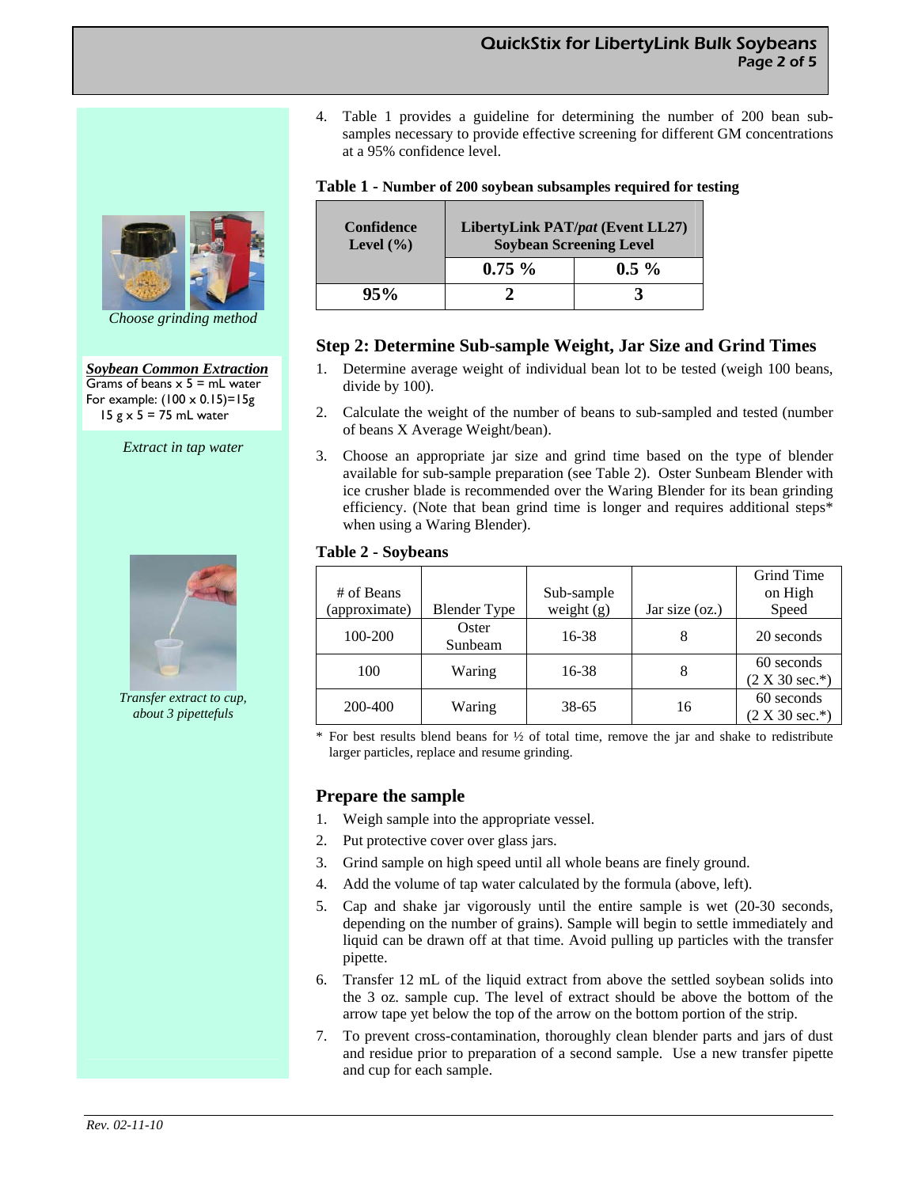4. Table 1 provides a guideline for determining the number of 200 bean sub-samples necessary to provide effective screening for different GM concentrations at a 95% confidence level.

**Table 1 - Number of 200 soybean subsamples required for testing**

| Confidence Level (%) | LibertyLink PAT/*pat* (Event LL27) Soybean Screening Level | |
|---|---|---|
| | **0.75 %** | **0.5 %** |
| **95%** | **2** | **3** |

*Choose grinding method*

***Soybean Common Extraction***
Grams of beans x 5 = mL water
For example: (100 x 0.15)=15g
15 g x 5 = 75 mL water

*Extract in tap water*

*Transfer extract to cup, about 3 pipettefuls*

## Step 2: Determine Sub-sample Weight, Jar Size and Grind Times

1. Determine average weight of individual bean lot to be tested (weigh 100 beans, divide by 100).
2. Calculate the weight of the number of beans to sub-sampled and tested (number of beans X Average Weight/bean).
3. Choose an appropriate jar size and grind time based on the type of blender available for sub-sample preparation (see Table 2). Oster Sunbeam Blender with ice crusher blade is recommended over the Waring Blender for its bean grinding efficiency. (Note that bean grind time is longer and requires additional steps* when using a Waring Blender).

**Table 2 - Soybeans**

| # of Beans (approximate) | Blender Type | Sub-sample weight (g) | Jar size (oz.) | Grind Time on High Speed |
|---|---|---|---|---|
| 100-200 | Oster Sunbeam | 16-38 | 8 | 20 seconds |
| 100 | Waring | 16-38 | 8 | 60 seconds (2 X 30 sec.*) |
| 200-400 | Waring | 38-65 | 16 | 60 seconds (2 X 30 sec.*) |

\* For best results blend beans for ½ of total time, remove the jar and shake to redistribute larger particles, replace and resume grinding.

## Prepare the sample

1. Weigh sample into the appropriate vessel.
2. Put protective cover over glass jars.
3. Grind sample on high speed until all whole beans are finely ground.
4. Add the volume of tap water calculated by the formula (above, left).
5. Cap and shake jar vigorously until the entire sample is wet (20-30 seconds, depending on the number of grains). Sample will begin to settle immediately and liquid can be drawn off at that time. Avoid pulling up particles with the transfer pipette.
6. Transfer 12 mL of the liquid extract from above the settled soybean solids into the 3 oz. sample cup. The level of extract should be above the bottom of the arrow tape yet below the top of the arrow on the bottom portion of the strip.
7. To prevent cross-contamination, thoroughly clean blender parts and jars of dust and residue prior to preparation of a second sample. Use a new transfer pipette and cup for each sample.

*Rev. 02-11-10*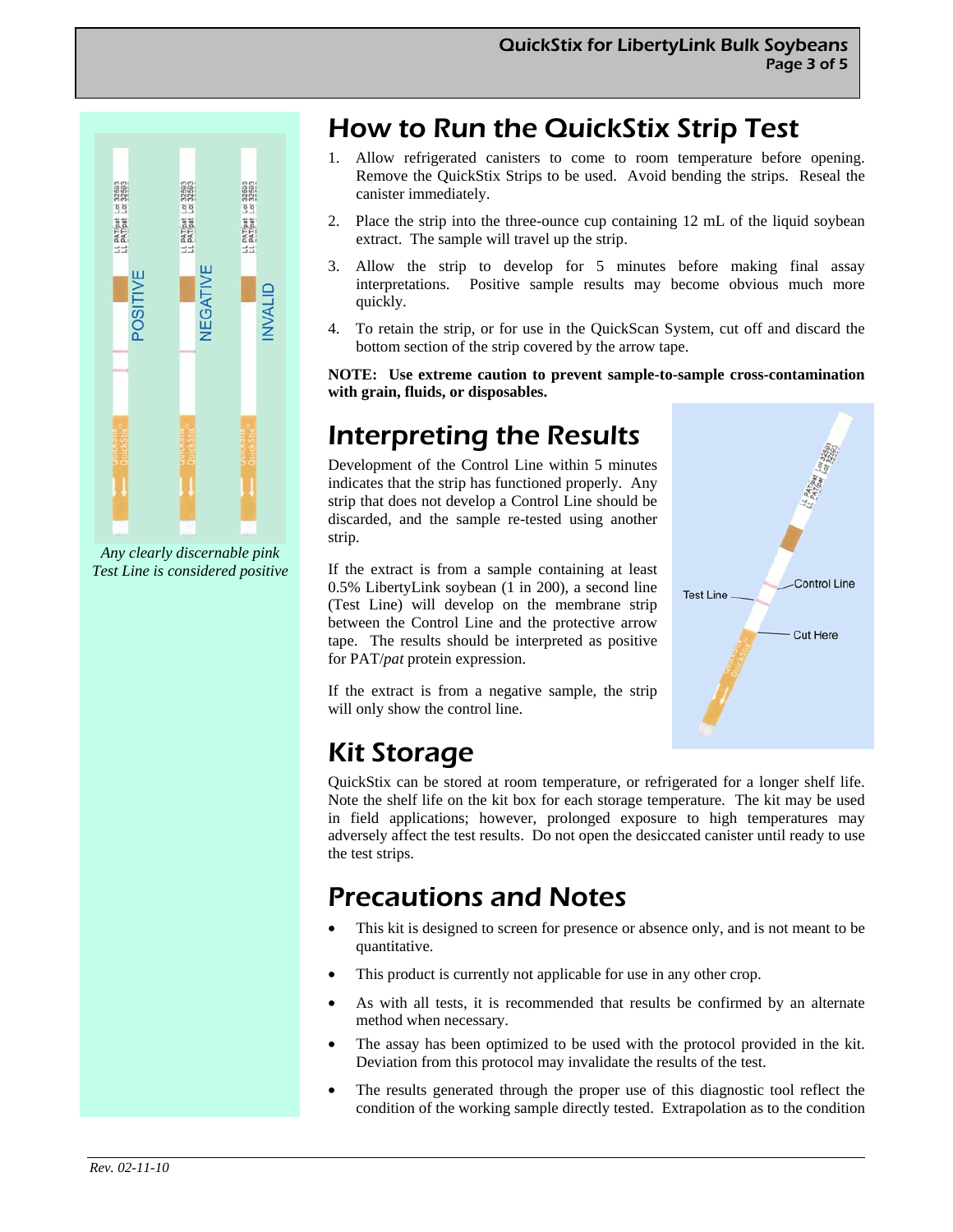## How to Run the QuickStix Strip Test

1. Allow refrigerated canisters to come to room temperature before opening. Remove the QuickStix Strips to be used. Avoid bending the strips. Reseal the canister immediately.
2. Place the strip into the three-ounce cup containing 12 mL of the liquid soybean extract. The sample will travel up the strip.
3. Allow the strip to develop for 5 minutes before making final assay interpretations. Positive sample results may become obvious much more quickly.
4. To retain the strip, or for use in the QuickScan System, cut off and discard the bottom section of the strip covered by the arrow tape.

**NOTE: Use extreme caution to prevent sample-to-sample cross-contamination with grain, fluids, or disposables.**

*Any clearly discernable pink Test Line is considered positive*

## Interpreting the Results

Development of the Control Line within 5 minutes indicates that the strip has functioned properly. Any strip that does not develop a Control Line should be discarded, and the sample re-tested using another strip.

If the extract is from a sample containing at least 0.5% LibertyLink soybean (1 in 200), a second line (Test Line) will develop on the membrane strip between the Control Line and the protective arrow tape. The results should be interpreted as positive for PAT/*pat* protein expression.

If the extract is from a negative sample, the strip will only show the control line.

## Kit Storage

QuickStix can be stored at room temperature, or refrigerated for a longer shelf life. Note the shelf life on the kit box for each storage temperature. The kit may be used in field applications; however, prolonged exposure to high temperatures may adversely affect the test results. Do not open the desiccated canister until ready to use the test strips.

## Precautions and Notes

- This kit is designed to screen for presence or absence only, and is not meant to be quantitative.
- This product is currently not applicable for use in any other crop.
- As with all tests, it is recommended that results be confirmed by an alternate method when necessary.
- The assay has been optimized to be used with the protocol provided in the kit. Deviation from this protocol may invalidate the results of the test.
- The results generated through the proper use of this diagnostic tool reflect the condition of the working sample directly tested. Extrapolation as to the condition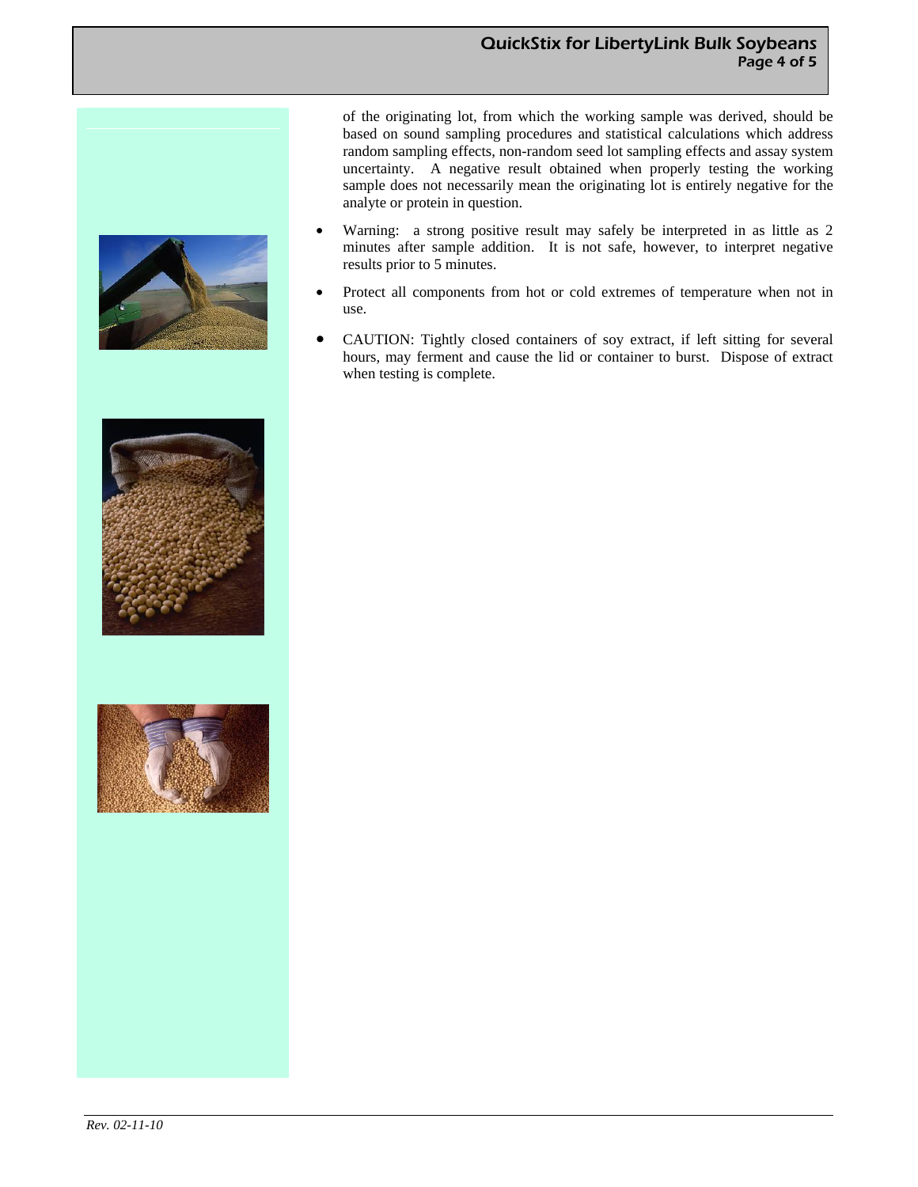of the originating lot, from which the working sample was derived, should be based on sound sampling procedures and statistical calculations which address random sampling effects, non-random seed lot sampling effects and assay system uncertainty. A negative result obtained when properly testing the working sample does not necessarily mean the originating lot is entirely negative for the analyte or protein in question.

- Warning: a strong positive result may safely be interpreted in as little as 2 minutes after sample addition. It is not safe, however, to interpret negative results prior to 5 minutes.
- Protect all components from hot or cold extremes of temperature when not in use.
- CAUTION: Tightly closed containers of soy extract, if left sitting for several hours, may ferment and cause the lid or container to burst. Dispose of extract when testing is complete.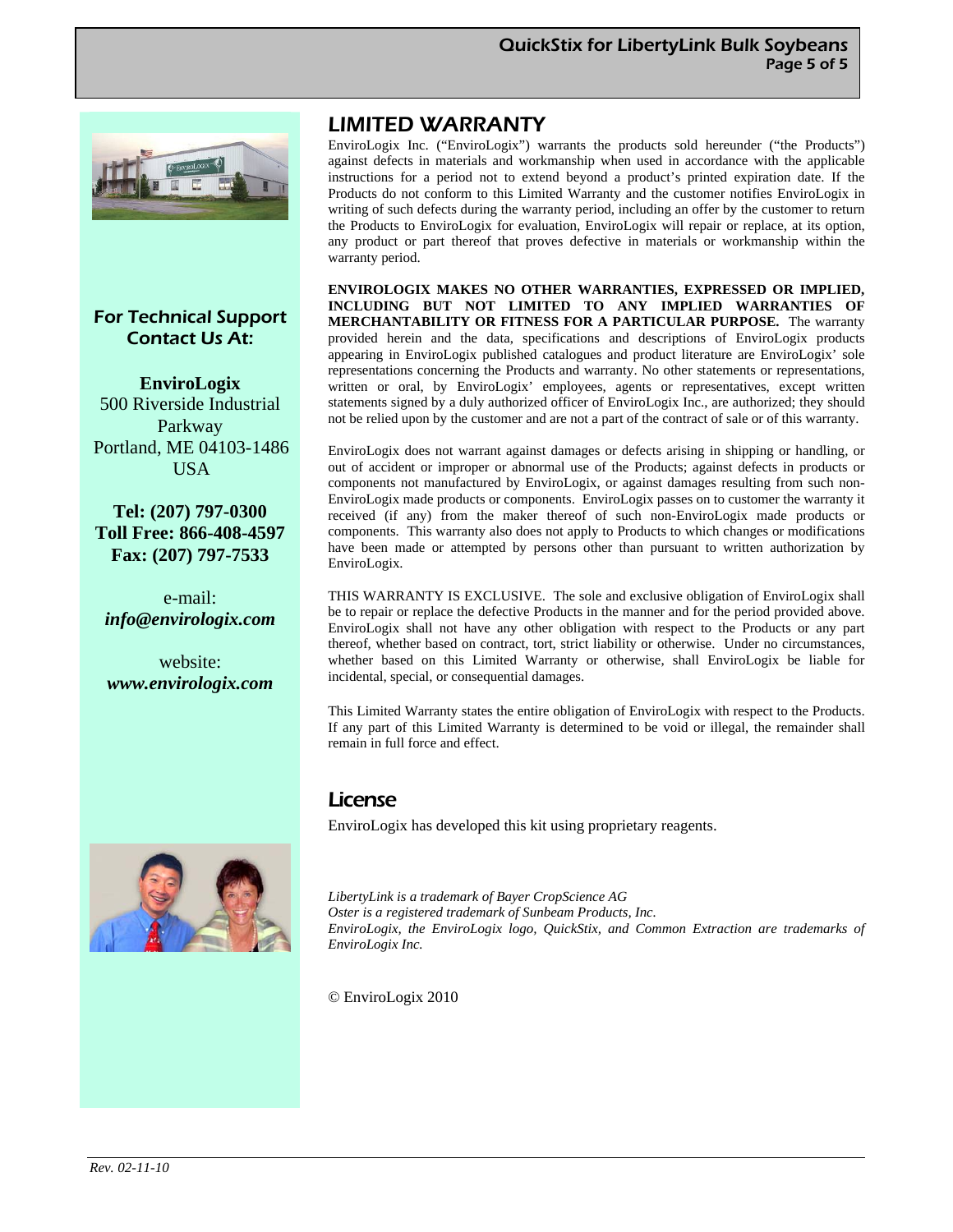### For Technical Support Contact Us At:

**EnviroLogix**
500 Riverside Industrial Parkway
Portland, ME 04103-1486
USA

**Tel: (207) 797-0300**
**Toll Free: 866-408-4597**
**Fax: (207) 797-7533**

e-mail:
***info@envirologix.com***

website:
***www.envirologix.com***

## LIMITED WARRANTY

EnviroLogix Inc. ("EnviroLogix") warrants the products sold hereunder ("the Products") against defects in materials and workmanship when used in accordance with the applicable instructions for a period not to extend beyond a product's printed expiration date. If the Products do not conform to this Limited Warranty and the customer notifies EnviroLogix in writing of such defects during the warranty period, including an offer by the customer to return the Products to EnviroLogix for evaluation, EnviroLogix will repair or replace, at its option, any product or part thereof that proves defective in materials or workmanship within the warranty period.

**ENVIROLOGIX MAKES NO OTHER WARRANTIES, EXPRESSED OR IMPLIED, INCLUDING BUT NOT LIMITED TO ANY IMPLIED WARRANTIES OF MERCHANTABILITY OR FITNESS FOR A PARTICULAR PURPOSE.** The warranty provided herein and the data, specifications and descriptions of EnviroLogix products appearing in EnviroLogix published catalogues and product literature are EnviroLogix' sole representations concerning the Products and warranty. No other statements or representations, written or oral, by EnviroLogix' employees, agents or representatives, except written statements signed by a duly authorized officer of EnviroLogix Inc., are authorized; they should not be relied upon by the customer and are not a part of the contract of sale or of this warranty.

EnviroLogix does not warrant against damages or defects arising in shipping or handling, or out of accident or improper or abnormal use of the Products; against defects in products or components not manufactured by EnviroLogix, or against damages resulting from such non-EnviroLogix made products or components. EnviroLogix passes on to customer the warranty it received (if any) from the maker thereof of such non-EnviroLogix made products or components. This warranty also does not apply to Products to which changes or modifications have been made or attempted by persons other than pursuant to written authorization by EnviroLogix.

THIS WARRANTY IS EXCLUSIVE. The sole and exclusive obligation of EnviroLogix shall be to repair or replace the defective Products in the manner and for the period provided above. EnviroLogix shall not have any other obligation with respect to the Products or any part thereof, whether based on contract, tort, strict liability or otherwise. Under no circumstances, whether based on this Limited Warranty or otherwise, shall EnviroLogix be liable for incidental, special, or consequential damages.

This Limited Warranty states the entire obligation of EnviroLogix with respect to the Products. If any part of this Limited Warranty is determined to be void or illegal, the remainder shall remain in full force and effect.

## License

EnviroLogix has developed this kit using proprietary reagents.

*LibertyLink is a trademark of Bayer CropScience AG*
*Oster is a registered trademark of Sunbeam Products, Inc.*
*EnviroLogix, the EnviroLogix logo, QuickStix, and Common Extraction are trademarks of EnviroLogix Inc.*

© EnviroLogix 2010

*Rev. 02-11-10*